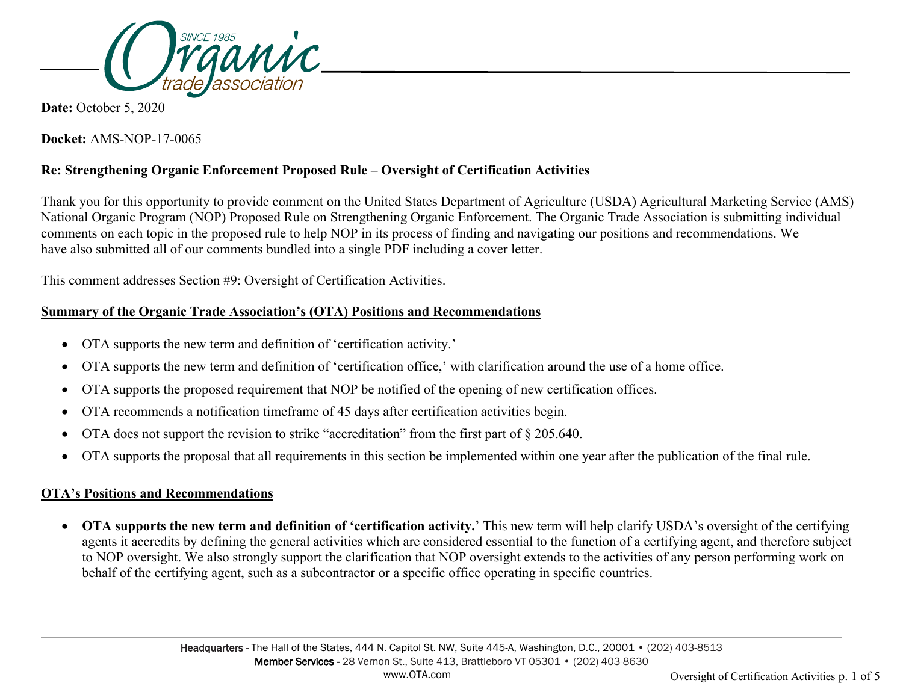**Date:** October 5, 2020

**Docket:** AMS-NOP-17-0065

**Re: Strengthening Organic Enforcement Proposed Rule – Oversight of Certification Activities**

Thank you for this opportunity to provide comment on the United States Department of Agriculture (USDA) Agricultural Marketing Service (AMS) National Organic Program (NOP) Proposed Rule on Strengthening Organic Enforcement. The Organic Trade Association is submitting individual comments on each topic in the proposed rule to help NOP in its process of finding and navigating our positions and recommendations. We have also submitted all of our comments bundled into a single PDF including a cover letter.

This comment addresses Section #9: Oversight of Certification Activities.

## Summary of the Organic Trade Association's (OTA) Positions and Recommendations

- OTA supports the new term and definition of 'certification activity.'
- OTA supports the new term and definition of 'certification office,' with clarification around the use of a home office.
- OTA supports the proposed requirement that NOP be notified of the opening of new certification offices.
- OTA recommends a notification timeframe of 45 days after certification activities begin.
- OTA does not support the revision to strike "accreditation" from the first part of § 205.640.
- OTA supports the proposal that all requirements in this section be implemented within one year after the publication of the final rule.

## OTA's Positions and Recommendations

- **OTA supports the new term and definition of 'certification activity.'** This new term will help clarify USDA's oversight of the certifying agents it accredits by defining the general activities which are considered essential to the function of a certifying agent, and therefore subject to NOP oversight. We also strongly support the clarification that NOP oversight extends to the activities of any person performing work on behalf of the certifying agent, such as a subcontractor or a specific office operating in specific countries.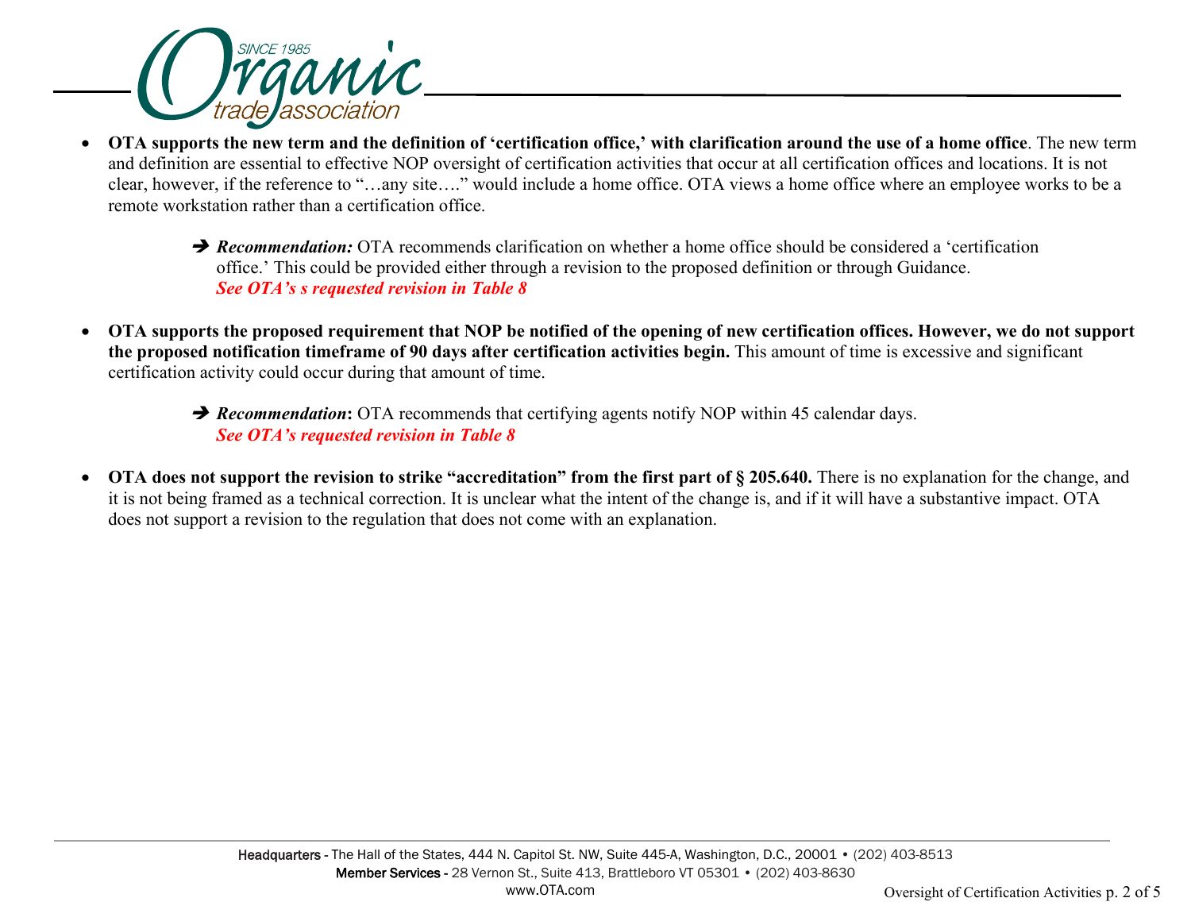- **OTA supports the new term and the definition of 'certification office,' with clarification around the use of a home office**. The new term and definition are essential to effective NOP oversight of certification activities that occur at all certification offices and locations. It is not clear, however, if the reference to "…any site…." would include a home office. OTA views a home office where an employee works to be a remote workstation rather than a certification office.

  ➔ ***Recommendation:*** OTA recommends clarification on whether a home office should be considered a 'certification office.' This could be provided either through a revision to the proposed definition or through Guidance. ***See OTA's s requested revision in Table 8***

- **OTA supports the proposed requirement that NOP be notified of the opening of new certification offices. However, we do not support the proposed notification timeframe of 90 days after certification activities begin.** This amount of time is excessive and significant certification activity could occur during that amount of time.

  ➔ ***Recommendation*:** OTA recommends that certifying agents notify NOP within 45 calendar days. ***See OTA's requested revision in Table 8***

- **OTA does not support the revision to strike "accreditation" from the first part of § 205.640.** There is no explanation for the change, and it is not being framed as a technical correction. It is unclear what the intent of the change is, and if it will have a substantive impact. OTA does not support a revision to the regulation that does not come with an explanation.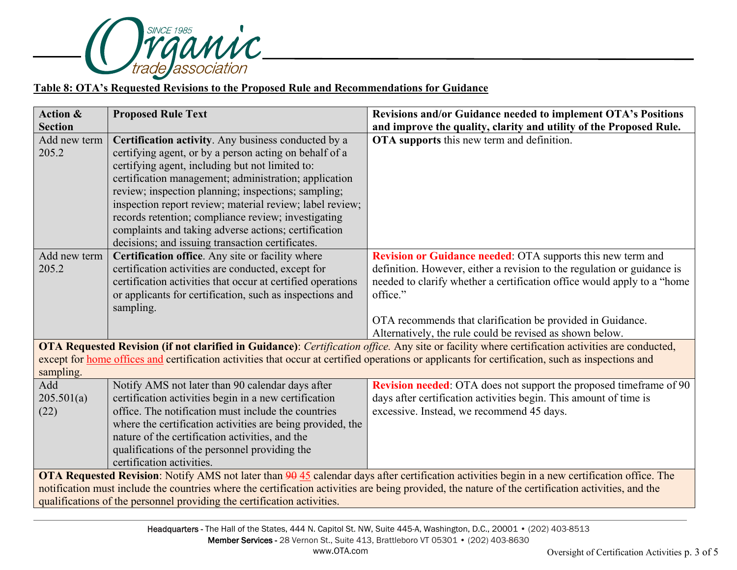**Table 8: OTA's Requested Revisions to the Proposed Rule and Recommendations for Guidance**

| Action & Section | Proposed Rule Text | Revisions and/or Guidance needed to implement OTA's Positions and improve the quality, clarity and utility of the Proposed Rule. |
|---|---|---|
| Add new term 205.2 | **Certification activity**. Any business conducted by a certifying agent, or by a person acting on behalf of a certifying agent, including but not limited to: certification management; administration; application review; inspection planning; inspections; sampling; inspection report review; material review; label review; records retention; compliance review; investigating complaints and taking adverse actions; certification decisions; and issuing transaction certificates. | **OTA supports** this new term and definition. |
| Add new term 205.2 | **Certification office**. Any site or facility where certification activities are conducted, except for certification activities that occur at certified operations or applicants for certification, such as inspections and sampling. | **Revision or Guidance needed**: OTA supports this new term and definition. However, either a revision to the regulation or guidance is needed to clarify whether a certification office would apply to a "home office." OTA recommends that clarification be provided in Guidance. Alternatively, the rule could be revised as shown below. |
| **OTA Requested Revision (if not clarified in Guidance)**: *Certification office.* Any site or facility where certification activities are conducted, except for home offices and certification activities that occur at certified operations or applicants for certification, such as inspections and sampling. | | |
| Add 205.501(a)(22) | Notify AMS not later than 90 calendar days after certification activities begin in a new certification office. The notification must include the countries where the certification activities are being provided, the nature of the certification activities, and the qualifications of the personnel providing the certification activities. | **Revision needed**: OTA does not support the proposed timeframe of 90 days after certification activities begin. This amount of time is excessive. Instead, we recommend 45 days. |
| **OTA Requested Revision**: Notify AMS not later than ~~90~~ 45 calendar days after certification activities begin in a new certification office. The notification must include the countries where the certification activities are being provided, the nature of the certification activities, and the qualifications of the personnel providing the certification activities. | | |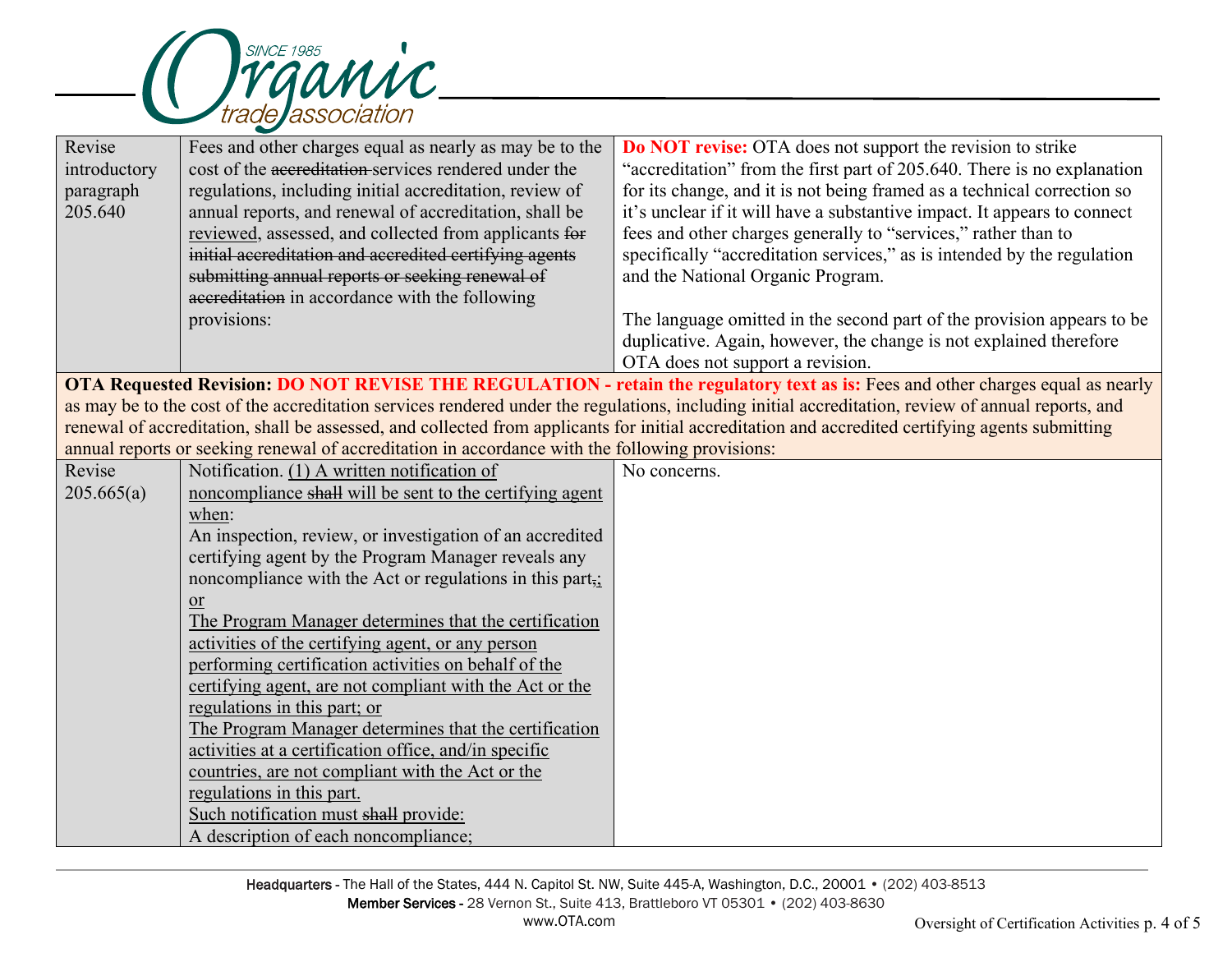| | | |
|---|---|---|
| Revise introductory paragraph 205.640 | Fees and other charges equal as nearly as may be to the cost of the ~~accreditation~~ services rendered under the regulations, including initial accreditation, review of annual reports, and renewal of accreditation, shall be <u>reviewed</u>, assessed, and collected from applicants ~~for initial accreditation and accredited certifying agents submitting annual reports or seeking renewal of accreditation~~ in accordance with the following provisions: | **Do NOT revise:** OTA does not support the revision to strike "accreditation" from the first part of 205.640. There is no explanation for its change, and it is not being framed as a technical correction so it's unclear if it will have a substantive impact. It appears to connect fees and other charges generally to "services," rather than to specifically "accreditation services," as is intended by the regulation and the National Organic Program.<br><br>The language omitted in the second part of the provision appears to be duplicative. Again, however, the change is not explained therefore OTA does not support a revision. |
| **OTA Requested Revision:** **DO NOT REVISE THE REGULATION - retain the regulatory text as is:** Fees and other charges equal as nearly as may be to the cost of the accreditation services rendered under the regulations, including initial accreditation, review of annual reports, and renewal of accreditation, shall be assessed, and collected from applicants for initial accreditation and accredited certifying agents submitting annual reports or seeking renewal of accreditation in accordance with the following provisions: | | |
| Revise 205.665(a) | Notification. <u>(1) A written notification of noncompliance</u> ~~shall~~ <u>will be sent to the certifying agent when</u>:<br>An inspection, review, or investigation of an accredited certifying agent by the Program Manager reveals any noncompliance with the Act or regulations in this part~~,~~<u>;</u> <u>or</u><br><u>The Program Manager determines that the certification activities of the certifying agent, or any person performing certification activities on behalf of the certifying agent, are not compliant with the Act or the regulations in this part; or</u><br><u>The Program Manager determines that the certification activities at a certification office, and/in specific countries, are not compliant with the Act or the regulations in this part.</u><br><u>Such notification must</u> ~~shall~~ <u>provide:</u><br>A description of each noncompliance; | No concerns. |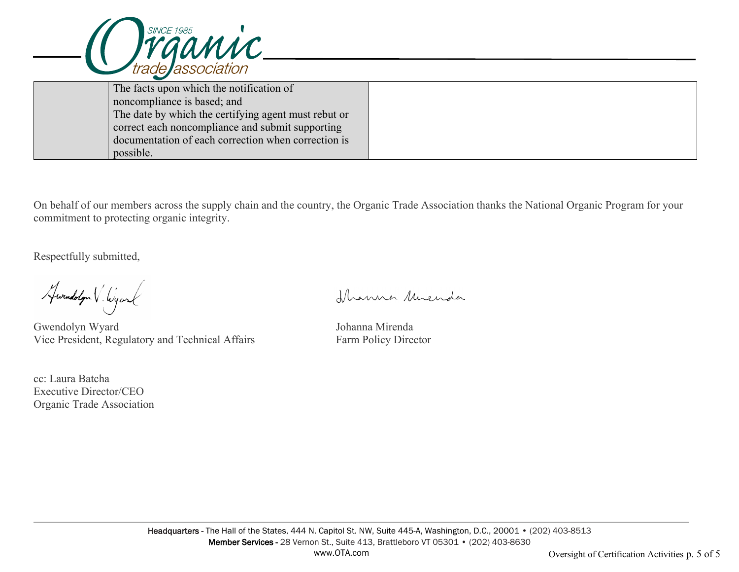| | | |
|---|---|---|
| | The facts upon which the notification of noncompliance is based; and<br>The date by which the certifying agent must rebut or correct each noncompliance and submit supporting documentation of each correction when correction is possible. | |

On behalf of our members across the supply chain and the country, the Organic Trade Association thanks the National Organic Program for your commitment to protecting organic integrity.

Respectfully submitted,

Gwendolyn Wyard
Vice President, Regulatory and Technical Affairs

Johanna Mirenda
Farm Policy Director

cc: Laura Batcha
Executive Director/CEO
Organic Trade Association